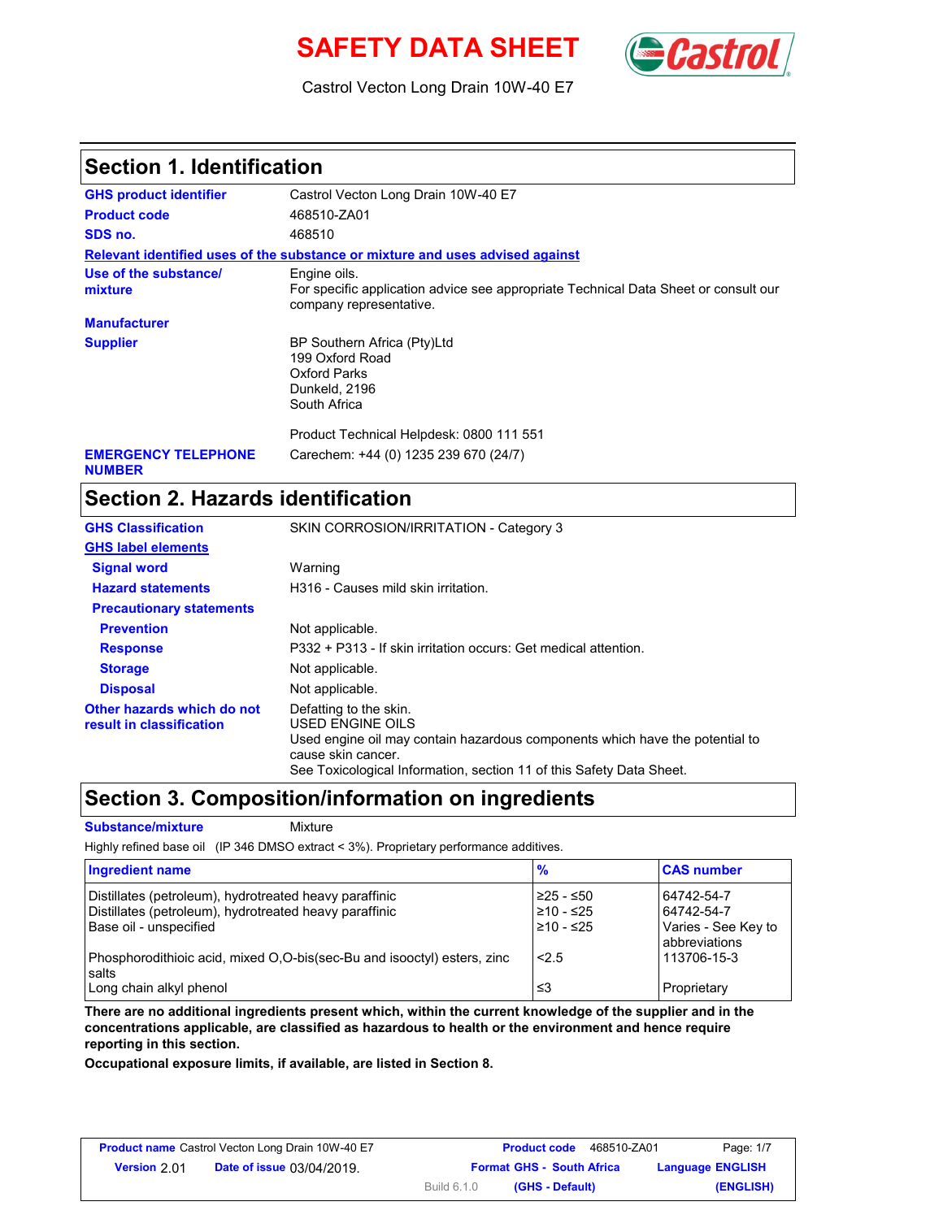# SAFETY DATA SHEET

Castrol Vecton Long Drain 10W-40 E7

## Section 1. Identification

**GHS product identifier** Castrol Vecton Long Drain 10W-40 E7

**Product code** 468510-ZA01

**SDS no.** 468510

**Relevant identified uses of the substance or mixture and uses advised against**

**Use of the substance/ mixture** Engine oils.
For specific application advice see appropriate Technical Data Sheet or consult our company representative.

**Manufacturer**

**Supplier** BP Southern Africa (Pty)Ltd
199 Oxford Road
Oxford Parks
Dunkeld, 2196
South Africa

Product Technical Helpdesk: 0800 111 551

**EMERGENCY TELEPHONE NUMBER** Carechem: +44 (0) 1235 239 670 (24/7)

## Section 2. Hazards identification

**GHS Classification** SKIN CORROSION/IRRITATION - Category 3

**GHS label elements**

**Signal word** Warning

**Hazard statements** H316 - Causes mild skin irritation.

**Precautionary statements**

**Prevention** Not applicable.

**Response** P332 + P313 - If skin irritation occurs: Get medical attention.

**Storage** Not applicable.

**Disposal** Not applicable.

**Other hazards which do not result in classification** Defatting to the skin.
USED ENGINE OILS
Used engine oil may contain hazardous components which have the potential to cause skin cancer.
See Toxicological Information, section 11 of this Safety Data Sheet.

## Section 3. Composition/information on ingredients

**Substance/mixture** Mixture

Highly refined base oil (IP 346 DMSO extract < 3%). Proprietary performance additives.

| Ingredient name | % | CAS number |
|---|---|---|
| Distillates (petroleum), hydrotreated heavy paraffinic | ≥25 - ≤50 | 64742-54-7 |
| Distillates (petroleum), hydrotreated heavy paraffinic | ≥10 - ≤25 | 64742-54-7 |
| Base oil - unspecified | ≥10 - ≤25 | Varies - See Key to abbreviations |
| Phosphorodithioic acid, mixed O,O-bis(sec-Bu and isooctyl) esters, zinc salts | <2.5 | 113706-15-3 |
| Long chain alkyl phenol | ≤3 | Proprietary |

**There are no additional ingredients present which, within the current knowledge of the supplier and in the concentrations applicable, are classified as hazardous to health or the environment and hence require reporting in this section.**

**Occupational exposure limits, if available, are listed in Section 8.**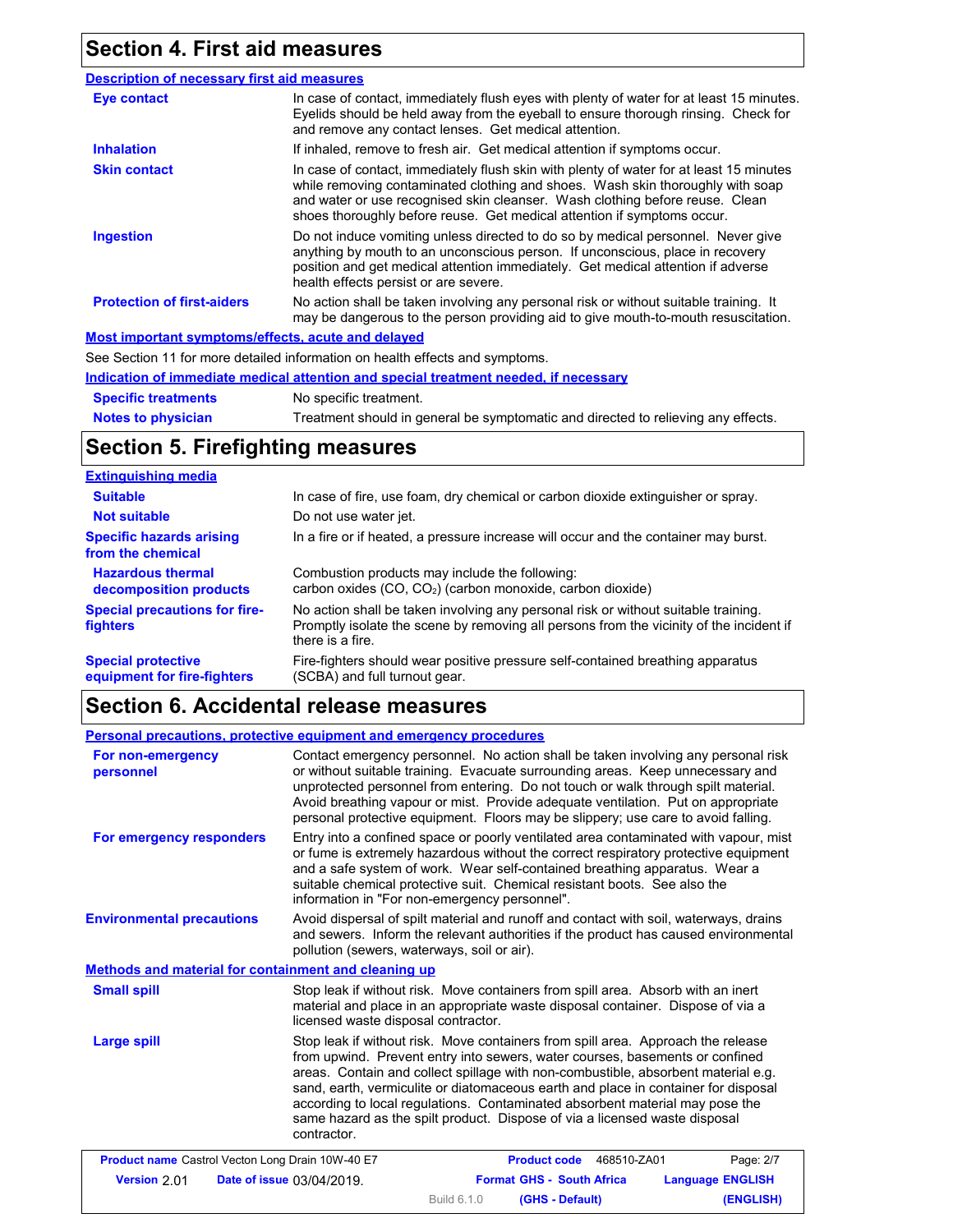## Section 4. First aid measures

### Description of necessary first aid measures

**Eye contact**
In case of contact, immediately flush eyes with plenty of water for at least 15 minutes. Eyelids should be held away from the eyeball to ensure thorough rinsing. Check for and remove any contact lenses. Get medical attention.

**Inhalation**
If inhaled, remove to fresh air. Get medical attention if symptoms occur.

**Skin contact**
In case of contact, immediately flush skin with plenty of water for at least 15 minutes while removing contaminated clothing and shoes. Wash skin thoroughly with soap and water or use recognised skin cleanser. Wash clothing before reuse. Clean shoes thoroughly before reuse. Get medical attention if symptoms occur.

**Ingestion**
Do not induce vomiting unless directed to do so by medical personnel. Never give anything by mouth to an unconscious person. If unconscious, place in recovery position and get medical attention immediately. Get medical attention if adverse health effects persist or are severe.

**Protection of first-aiders**
No action shall be taken involving any personal risk or without suitable training. It may be dangerous to the person providing aid to give mouth-to-mouth resuscitation.

### Most important symptoms/effects, acute and delayed

See Section 11 for more detailed information on health effects and symptoms.

### Indication of immediate medical attention and special treatment needed, if necessary

**Specific treatments**
No specific treatment.

**Notes to physician**
Treatment should in general be symptomatic and directed to relieving any effects.

## Section 5. Firefighting measures

### Extinguishing media

**Suitable**
In case of fire, use foam, dry chemical or carbon dioxide extinguisher or spray.

**Not suitable**
Do not use water jet.

**Specific hazards arising from the chemical**
In a fire or if heated, a pressure increase will occur and the container may burst.

**Hazardous thermal decomposition products**
Combustion products may include the following:
carbon oxides (CO, $CO_2$) (carbon monoxide, carbon dioxide)

**Special precautions for fire-fighters**
No action shall be taken involving any personal risk or without suitable training. Promptly isolate the scene by removing all persons from the vicinity of the incident if there is a fire.

**Special protective equipment for fire-fighters**
Fire-fighters should wear positive pressure self-contained breathing apparatus (SCBA) and full turnout gear.

## Section 6. Accidental release measures

### Personal precautions, protective equipment and emergency procedures

**For non-emergency personnel**
Contact emergency personnel. No action shall be taken involving any personal risk or without suitable training. Evacuate surrounding areas. Keep unnecessary and unprotected personnel from entering. Do not touch or walk through spilt material. Avoid breathing vapour or mist. Provide adequate ventilation. Put on appropriate personal protective equipment. Floors may be slippery; use care to avoid falling.

**For emergency responders**
Entry into a confined space or poorly ventilated area contaminated with vapour, mist or fume is extremely hazardous without the correct respiratory protective equipment and a safe system of work. Wear self-contained breathing apparatus. Wear a suitable chemical protective suit. Chemical resistant boots. See also the information in "For non-emergency personnel".

**Environmental precautions**
Avoid dispersal of spilt material and runoff and contact with soil, waterways, drains and sewers. Inform the relevant authorities if the product has caused environmental pollution (sewers, waterways, soil or air).

### Methods and material for containment and cleaning up

**Small spill**
Stop leak if without risk. Move containers from spill area. Absorb with an inert material and place in an appropriate waste disposal container. Dispose of via a licensed waste disposal contractor.

**Large spill**
Stop leak if without risk. Move containers from spill area. Approach the release from upwind. Prevent entry into sewers, water courses, basements or confined areas. Contain and collect spillage with non-combustible, absorbent material e.g. sand, earth, vermiculite or diatomaceous earth and place in container for disposal according to local regulations. Contaminated absorbent material may pose the same hazard as the spilt product. Dispose of via a licensed waste disposal contractor.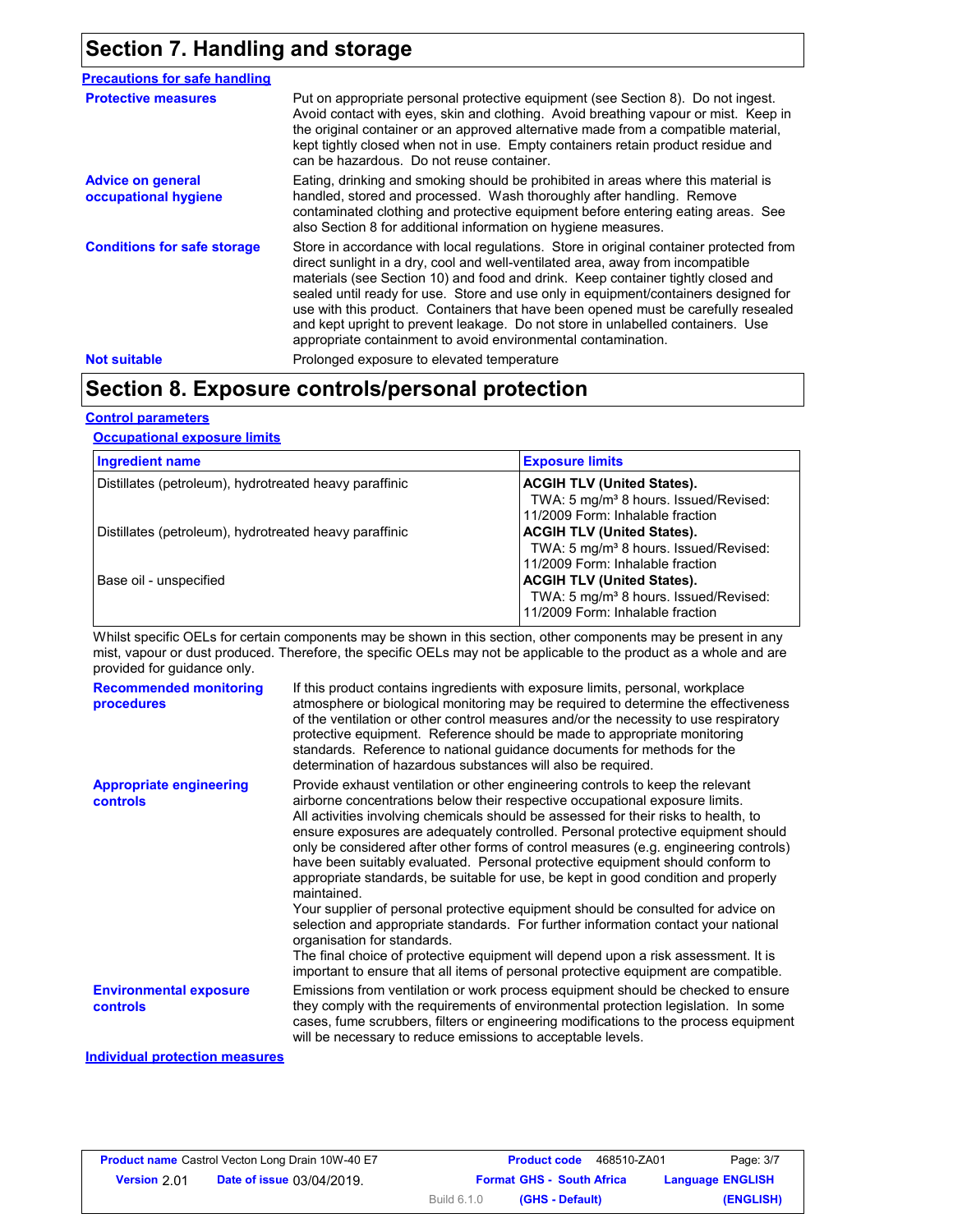## Section 7. Handling and storage

### Precautions for safe handling

**Protective measures**

Put on appropriate personal protective equipment (see Section 8). Do not ingest. Avoid contact with eyes, skin and clothing. Avoid breathing vapour or mist. Keep in the original container or an approved alternative made from a compatible material, kept tightly closed when not in use. Empty containers retain product residue and can be hazardous. Do not reuse container.

**Advice on general occupational hygiene**

Eating, drinking and smoking should be prohibited in areas where this material is handled, stored and processed. Wash thoroughly after handling. Remove contaminated clothing and protective equipment before entering eating areas. See also Section 8 for additional information on hygiene measures.

**Conditions for safe storage**

Store in accordance with local regulations. Store in original container protected from direct sunlight in a dry, cool and well-ventilated area, away from incompatible materials (see Section 10) and food and drink. Keep container tightly closed and sealed until ready for use. Store and use only in equipment/containers designed for use with this product. Containers that have been opened must be carefully resealed and kept upright to prevent leakage. Do not store in unlabelled containers. Use appropriate containment to avoid environmental contamination.

**Not suitable**

Prolonged exposure to elevated temperature

## Section 8. Exposure controls/personal protection

### Control parameters

#### Occupational exposure limits

| Ingredient name | Exposure limits |
|---|---|
| Distillates (petroleum), hydrotreated heavy paraffinic | **ACGIH TLV (United States).** TWA: 5 mg/m³ 8 hours. Issued/Revised: 11/2009 Form: Inhalable fraction |
| Distillates (petroleum), hydrotreated heavy paraffinic | **ACGIH TLV (United States).** TWA: 5 mg/m³ 8 hours. Issued/Revised: 11/2009 Form: Inhalable fraction |
| Base oil - unspecified | **ACGIH TLV (United States).** TWA: 5 mg/m³ 8 hours. Issued/Revised: 11/2009 Form: Inhalable fraction |

Whilst specific OELs for certain components may be shown in this section, other components may be present in any mist, vapour or dust produced. Therefore, the specific OELs may not be applicable to the product as a whole and are provided for guidance only.

**Recommended monitoring procedures**

If this product contains ingredients with exposure limits, personal, workplace atmosphere or biological monitoring may be required to determine the effectiveness of the ventilation or other control measures and/or the necessity to use respiratory protective equipment. Reference should be made to appropriate monitoring standards. Reference to national guidance documents for methods for the determination of hazardous substances will also be required.

**Appropriate engineering controls**

Provide exhaust ventilation or other engineering controls to keep the relevant airborne concentrations below their respective occupational exposure limits.
All activities involving chemicals should be assessed for their risks to health, to ensure exposures are adequately controlled. Personal protective equipment should only be considered after other forms of control measures (e.g. engineering controls) have been suitably evaluated. Personal protective equipment should conform to appropriate standards, be suitable for use, be kept in good condition and properly maintained.
Your supplier of personal protective equipment should be consulted for advice on selection and appropriate standards. For further information contact your national organisation for standards.
The final choice of protective equipment will depend upon a risk assessment. It is important to ensure that all items of personal protective equipment are compatible.

**Environmental exposure controls**

Emissions from ventilation or work process equipment should be checked to ensure they comply with the requirements of environmental protection legislation. In some cases, fume scrubbers, filters or engineering modifications to the process equipment will be necessary to reduce emissions to acceptable levels.

### Individual protection measures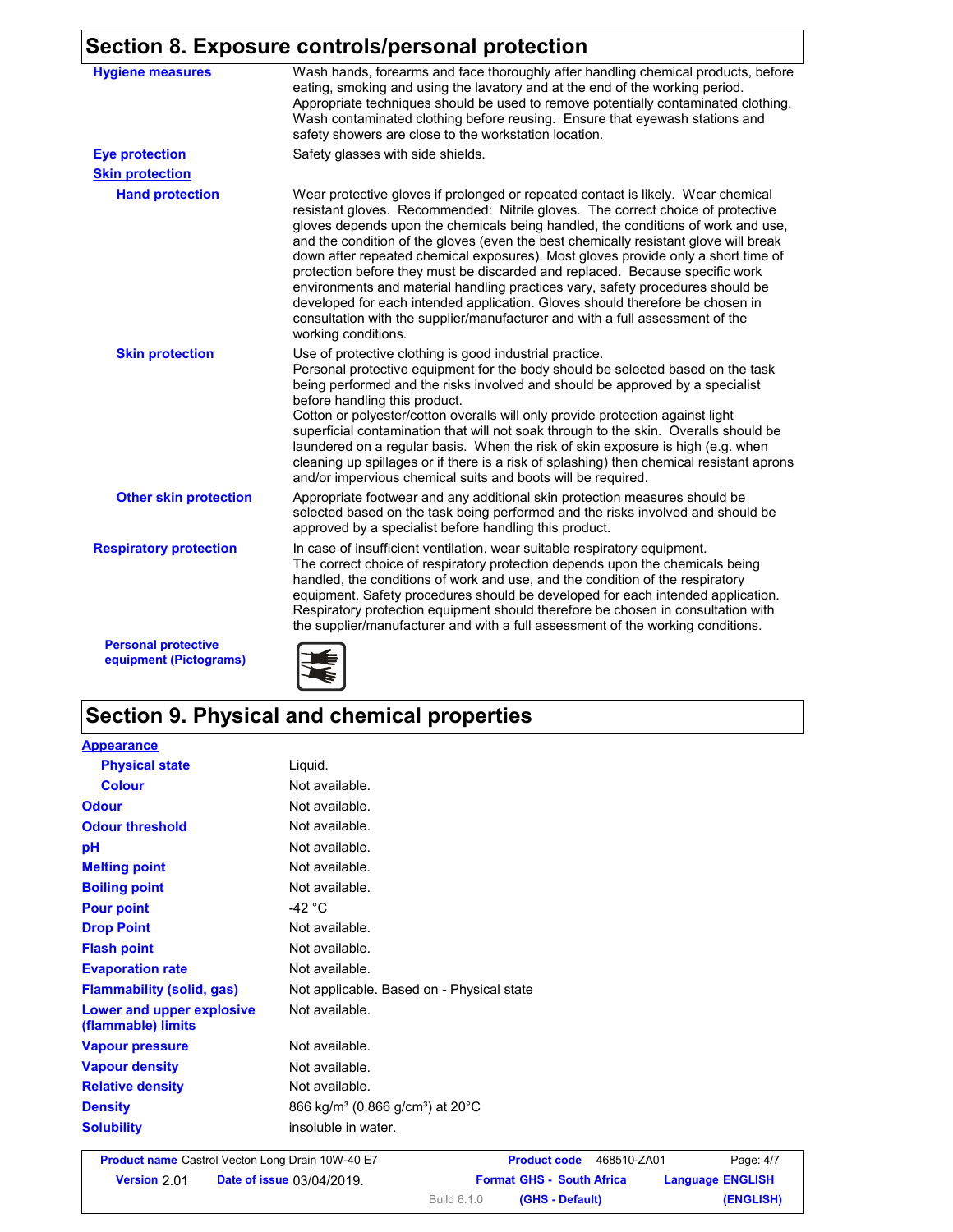## Section 8. Exposure controls/personal protection

| | |
|---|---|
| **Hygiene measures** | Wash hands, forearms and face thoroughly after handling chemical products, before eating, smoking and using the lavatory and at the end of the working period. Appropriate techniques should be used to remove potentially contaminated clothing. Wash contaminated clothing before reusing. Ensure that eyewash stations and safety showers are close to the workstation location. |
| **Eye protection** | Safety glasses with side shields. |
| **Skin protection** | |
| **Hand protection** | Wear protective gloves if prolonged or repeated contact is likely. Wear chemical resistant gloves. Recommended: Nitrile gloves. The correct choice of protective gloves depends upon the chemicals being handled, the conditions of work and use, and the condition of the gloves (even the best chemically resistant glove will break down after repeated chemical exposures). Most gloves provide only a short time of protection before they must be discarded and replaced. Because specific work environments and material handling practices vary, safety procedures should be developed for each intended application. Gloves should therefore be chosen in consultation with the supplier/manufacturer and with a full assessment of the working conditions. |
| **Skin protection** | Use of protective clothing is good industrial practice. Personal protective equipment for the body should be selected based on the task being performed and the risks involved and should be approved by a specialist before handling this product. Cotton or polyester/cotton overalls will only provide protection against light superficial contamination that will not soak through to the skin. Overalls should be laundered on a regular basis. When the risk of skin exposure is high (e.g. when cleaning up spillages or if there is a risk of splashing) then chemical resistant aprons and/or impervious chemical suits and boots will be required. |
| **Other skin protection** | Appropriate footwear and any additional skin protection measures should be selected based on the task being performed and the risks involved and should be approved by a specialist before handling this product. |
| **Respiratory protection** | In case of insufficient ventilation, wear suitable respiratory equipment. The correct choice of respiratory protection depends upon the chemicals being handled, the conditions of work and use, and the condition of the respiratory equipment. Safety procedures should be developed for each intended application. Respiratory protection equipment should therefore be chosen in consultation with the supplier/manufacturer and with a full assessment of the working conditions. |
| **Personal protective equipment (Pictograms)** | |

## Section 9. Physical and chemical properties

| | |
|---|---|
| **Appearance** | |
| **Physical state** | Liquid. |
| **Colour** | Not available. |
| **Odour** | Not available. |
| **Odour threshold** | Not available. |
| **pH** | Not available. |
| **Melting point** | Not available. |
| **Boiling point** | Not available. |
| **Pour point** | -42 °C |
| **Drop Point** | Not available. |
| **Flash point** | Not available. |
| **Evaporation rate** | Not available. |
| **Flammability (solid, gas)** | Not applicable. Based on - Physical state |
| **Lower and upper explosive (flammable) limits** | Not available. |
| **Vapour pressure** | Not available. |
| **Vapour density** | Not available. |
| **Relative density** | Not available. |
| **Density** | 866 kg/m³ (0.866 g/cm³) at 20°C |
| **Solubility** | insoluble in water. |

| | | |
|---|---|---|
| **Product name** Castrol Vecton Long Drain 10W-40 E7 | **Product code** 468510-ZA01 | Page: 4/7 |
| **Version** 2.01 **Date of issue** 03/04/2019. | **Format GHS - South Africa** (GHS - Default) Build 6.1.0 | **Language ENGLISH** (ENGLISH) |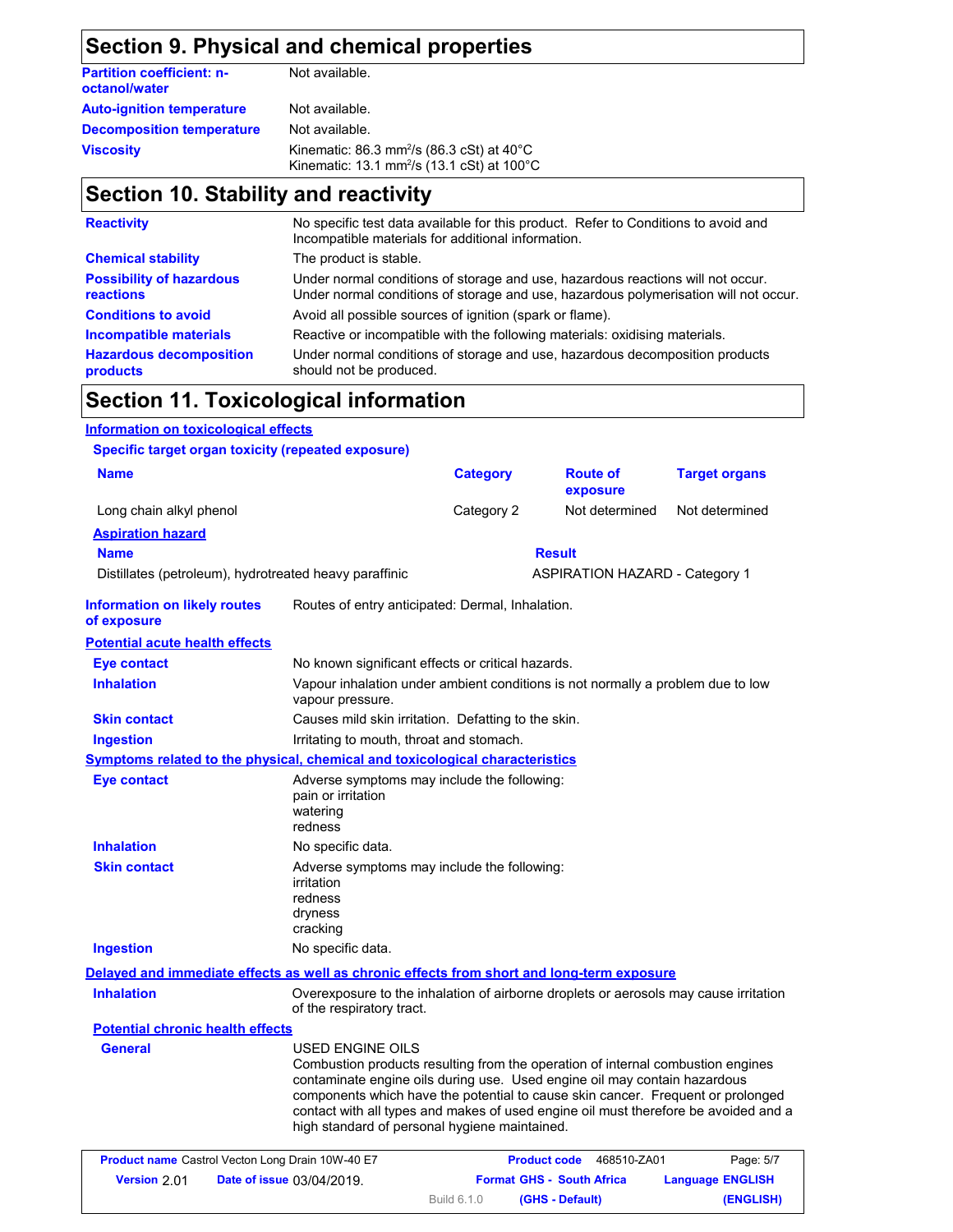## Section 9. Physical and chemical properties

| | |
|---|---|
| **Partition coefficient: n-octanol/water** | Not available. |
| **Auto-ignition temperature** | Not available. |
| **Decomposition temperature** | Not available. |
| **Viscosity** | Kinematic: 86.3 $mm^2/s$ (86.3 cSt) at 40°C<br>Kinematic: 13.1 $mm^2/s$ (13.1 cSt) at 100°C |

## Section 10. Stability and reactivity

| | |
|---|---|
| **Reactivity** | No specific test data available for this product. Refer to Conditions to avoid and Incompatible materials for additional information. |
| **Chemical stability** | The product is stable. |
| **Possibility of hazardous reactions** | Under normal conditions of storage and use, hazardous reactions will not occur.<br>Under normal conditions of storage and use, hazardous polymerisation will not occur. |
| **Conditions to avoid** | Avoid all possible sources of ignition (spark or flame). |
| **Incompatible materials** | Reactive or incompatible with the following materials: oxidising materials. |
| **Hazardous decomposition products** | Under normal conditions of storage and use, hazardous decomposition products should not be produced. |

## Section 11. Toxicological information

**Information on toxicological effects**

**Specific target organ toxicity (repeated exposure)**

| Name | Category | Route of exposure | Target organs |
|---|---|---|---|
| Long chain alkyl phenol | Category 2 | Not determined | Not determined |

**Aspiration hazard**

| Name | Result |
|---|---|
| Distillates (petroleum), hydrotreated heavy paraffinic | ASPIRATION HAZARD - Category 1 |

**Information on likely routes of exposure**: Routes of entry anticipated: Dermal, Inhalation.

**Potential acute health effects**

| | |
|---|---|
| **Eye contact** | No known significant effects or critical hazards. |
| **Inhalation** | Vapour inhalation under ambient conditions is not normally a problem due to low vapour pressure. |
| **Skin contact** | Causes mild skin irritation. Defatting to the skin. |
| **Ingestion** | Irritating to mouth, throat and stomach. |

**Symptoms related to the physical, chemical and toxicological characteristics**

| | |
|---|---|
| **Eye contact** | Adverse symptoms may include the following:<br>pain or irritation<br>watering<br>redness |
| **Inhalation** | No specific data. |
| **Skin contact** | Adverse symptoms may include the following:<br>irritation<br>redness<br>dryness<br>cracking |
| **Ingestion** | No specific data. |

**Delayed and immediate effects as well as chronic effects from short and long-term exposure**

**Inhalation**: Overexposure to the inhalation of airborne droplets or aerosols may cause irritation of the respiratory tract.

**Potential chronic health effects**

**General**: USED ENGINE OILS
Combustion products resulting from the operation of internal combustion engines contaminate engine oils during use. Used engine oil may contain hazardous components which have the potential to cause skin cancer. Frequent or prolonged contact with all types and makes of used engine oil must therefore be avoided and a high standard of personal hygiene maintained.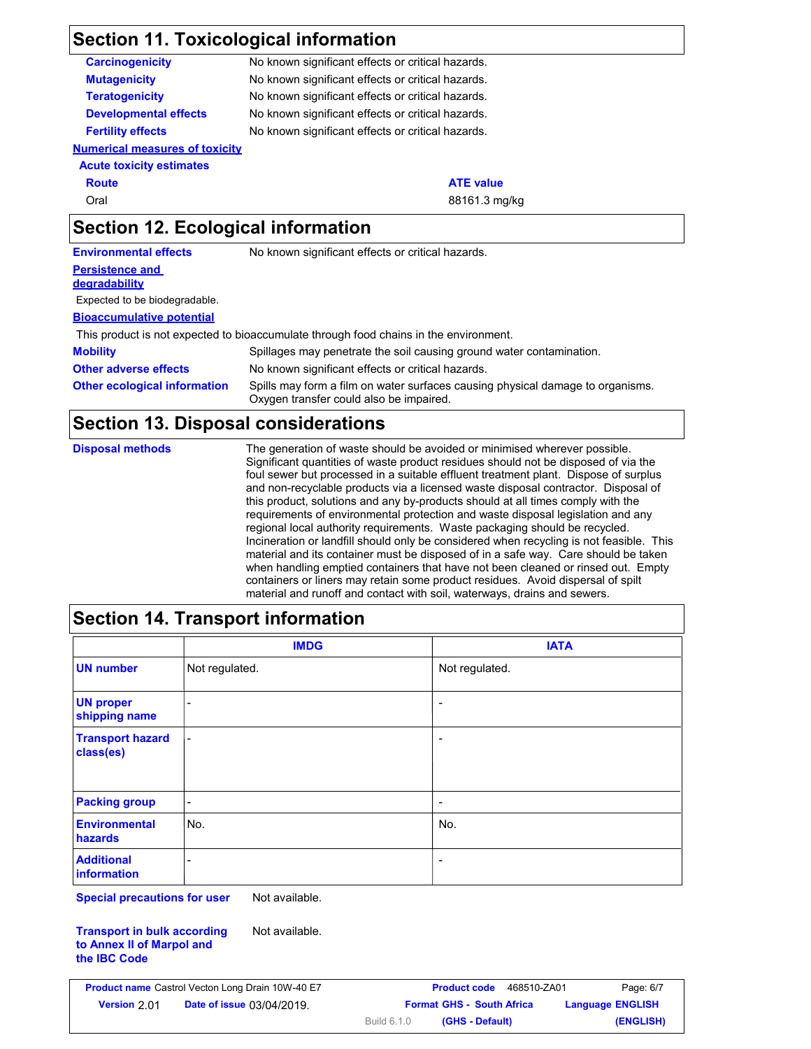## Section 11. Toxicological information

**Carcinogenicity** No known significant effects or critical hazards.

**Mutagenicity** No known significant effects or critical hazards.

**Teratogenicity** No known significant effects or critical hazards.

**Developmental effects** No known significant effects or critical hazards.

**Fertility effects** No known significant effects or critical hazards.

**Numerical measures of toxicity**

**Acute toxicity estimates**

| Route | ATE value |
| --- | --- |
| Oral | 88161.3 mg/kg |

## Section 12. Ecological information

**Environmental effects** No known significant effects or critical hazards.

**Persistence and degradability**

Expected to be biodegradable.

**Bioaccumulative potential**

This product is not expected to bioaccumulate through food chains in the environment.

**Mobility** Spillages may penetrate the soil causing ground water contamination.

**Other adverse effects** No known significant effects or critical hazards.

**Other ecological information** Spills may form a film on water surfaces causing physical damage to organisms. Oxygen transfer could also be impaired.

## Section 13. Disposal considerations

**Disposal methods** The generation of waste should be avoided or minimised wherever possible. Significant quantities of waste product residues should not be disposed of via the foul sewer but processed in a suitable effluent treatment plant. Dispose of surplus and non-recyclable products via a licensed waste disposal contractor. Disposal of this product, solutions and any by-products should at all times comply with the requirements of environmental protection and waste disposal legislation and any regional local authority requirements. Waste packaging should be recycled. Incineration or landfill should only be considered when recycling is not feasible. This material and its container must be disposed of in a safe way. Care should be taken when handling emptied containers that have not been cleaned or rinsed out. Empty containers or liners may retain some product residues. Avoid dispersal of spilt material and runoff and contact with soil, waterways, drains and sewers.

## Section 14. Transport information

| | IMDG | IATA |
| --- | --- | --- |
| UN number | Not regulated. | Not regulated. |
| UN proper shipping name | - | - |
| Transport hazard class(es) | - | - |
| Packing group | - | - |
| Environmental hazards | No. | No. |
| Additional information | - | - |

**Special precautions for user** Not available.

**Transport in bulk according to Annex II of Marpol and the IBC Code** Not available.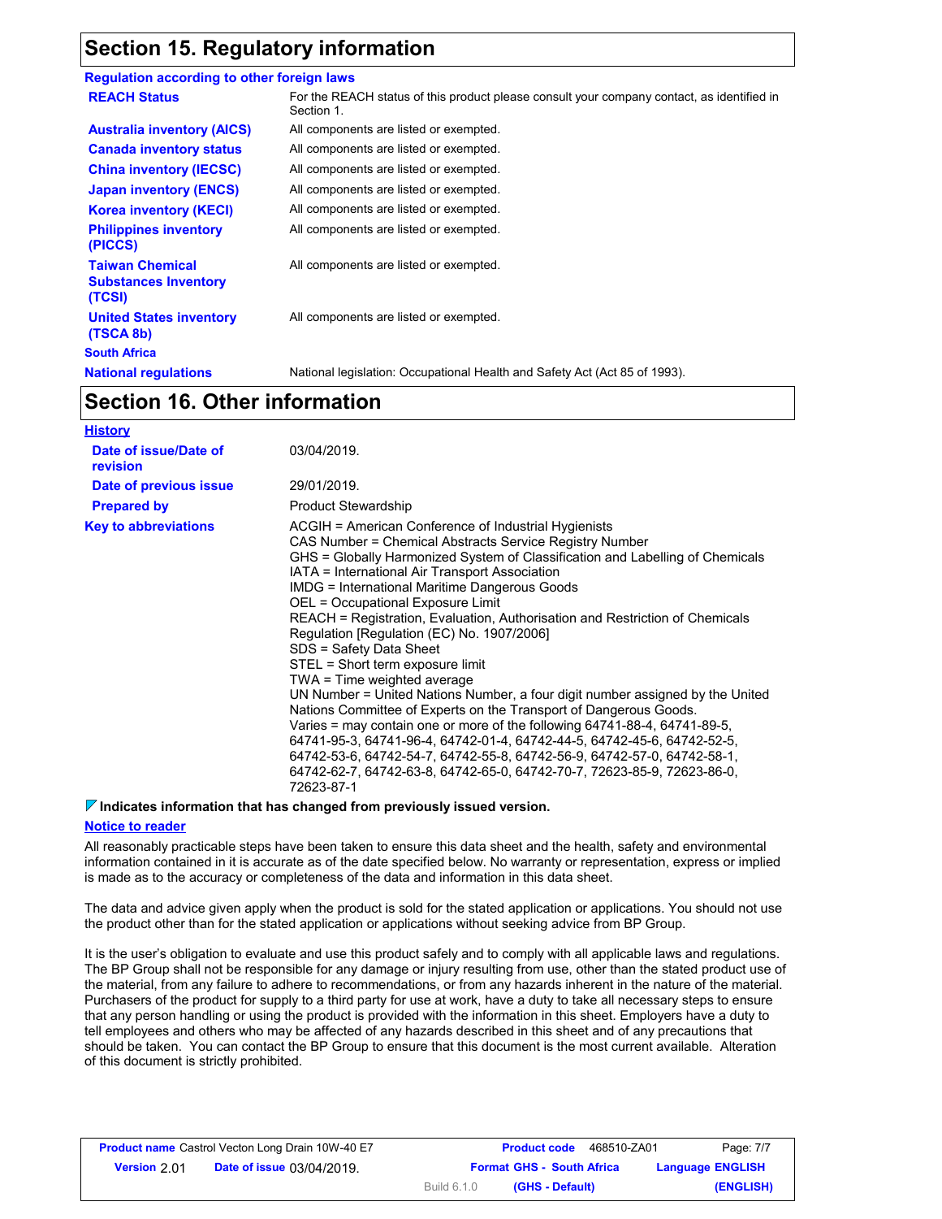## Section 15. Regulatory information

**Regulation according to other foreign laws**

| | |
|---|---|
| **REACH Status** | For the REACH status of this product please consult your company contact, as identified in Section 1. |
| **Australia inventory (AICS)** | All components are listed or exempted. |
| **Canada inventory status** | All components are listed or exempted. |
| **China inventory (IECSC)** | All components are listed or exempted. |
| **Japan inventory (ENCS)** | All components are listed or exempted. |
| **Korea inventory (KECI)** | All components are listed or exempted. |
| **Philippines inventory (PICCS)** | All components are listed or exempted. |
| **Taiwan Chemical Substances Inventory (TCSI)** | All components are listed or exempted. |
| **United States inventory (TSCA 8b)** | All components are listed or exempted. |

**South Africa**

| | |
|---|---|
| **National regulations** | National legislation: Occupational Health and Safety Act (Act 85 of 1993). |

## Section 16. Other information

**History**

| | |
|---|---|
| **Date of issue/Date of revision** | 03/04/2019. |
| **Date of previous issue** | 29/01/2019. |
| **Prepared by** | Product Stewardship |

**Key to abbreviations**

ACGIH = American Conference of Industrial Hygienists
CAS Number = Chemical Abstracts Service Registry Number
GHS = Globally Harmonized System of Classification and Labelling of Chemicals
IATA = International Air Transport Association
IMDG = International Maritime Dangerous Goods
OEL = Occupational Exposure Limit
REACH = Registration, Evaluation, Authorisation and Restriction of Chemicals Regulation [Regulation (EC) No. 1907/2006]
SDS = Safety Data Sheet
STEL = Short term exposure limit
TWA = Time weighted average
UN Number = United Nations Number, a four digit number assigned by the United Nations Committee of Experts on the Transport of Dangerous Goods.
Varies = may contain one or more of the following 64741-88-4, 64741-89-5, 64741-95-3, 64741-96-4, 64742-01-4, 64742-44-5, 64742-45-6, 64742-52-5, 64742-53-6, 64742-54-7, 64742-55-8, 64742-56-9, 64742-57-0, 64742-58-1, 64742-62-7, 64742-63-8, 64742-65-0, 64742-70-7, 72623-85-9, 72623-86-0, 72623-87-1

**Indicates information that has changed from previously issued version.**

**Notice to reader**

All reasonably practicable steps have been taken to ensure this data sheet and the health, safety and environmental information contained in it is accurate as of the date specified below. No warranty or representation, express or implied is made as to the accuracy or completeness of the data and information in this data sheet.

The data and advice given apply when the product is sold for the stated application or applications. You should not use the product other than for the stated application or applications without seeking advice from BP Group.

It is the user's obligation to evaluate and use this product safely and to comply with all applicable laws and regulations. The BP Group shall not be responsible for any damage or injury resulting from use, other than the stated product use of the material, from any failure to adhere to recommendations, or from any hazards inherent in the nature of the material. Purchasers of the product for supply to a third party for use at work, have a duty to take all necessary steps to ensure that any person handling or using the product is provided with the information in this sheet. Employers have a duty to tell employees and others who may be affected of any hazards described in this sheet and of any precautions that should be taken. You can contact the BP Group to ensure that this document is the most current available. Alteration of this document is strictly prohibited.